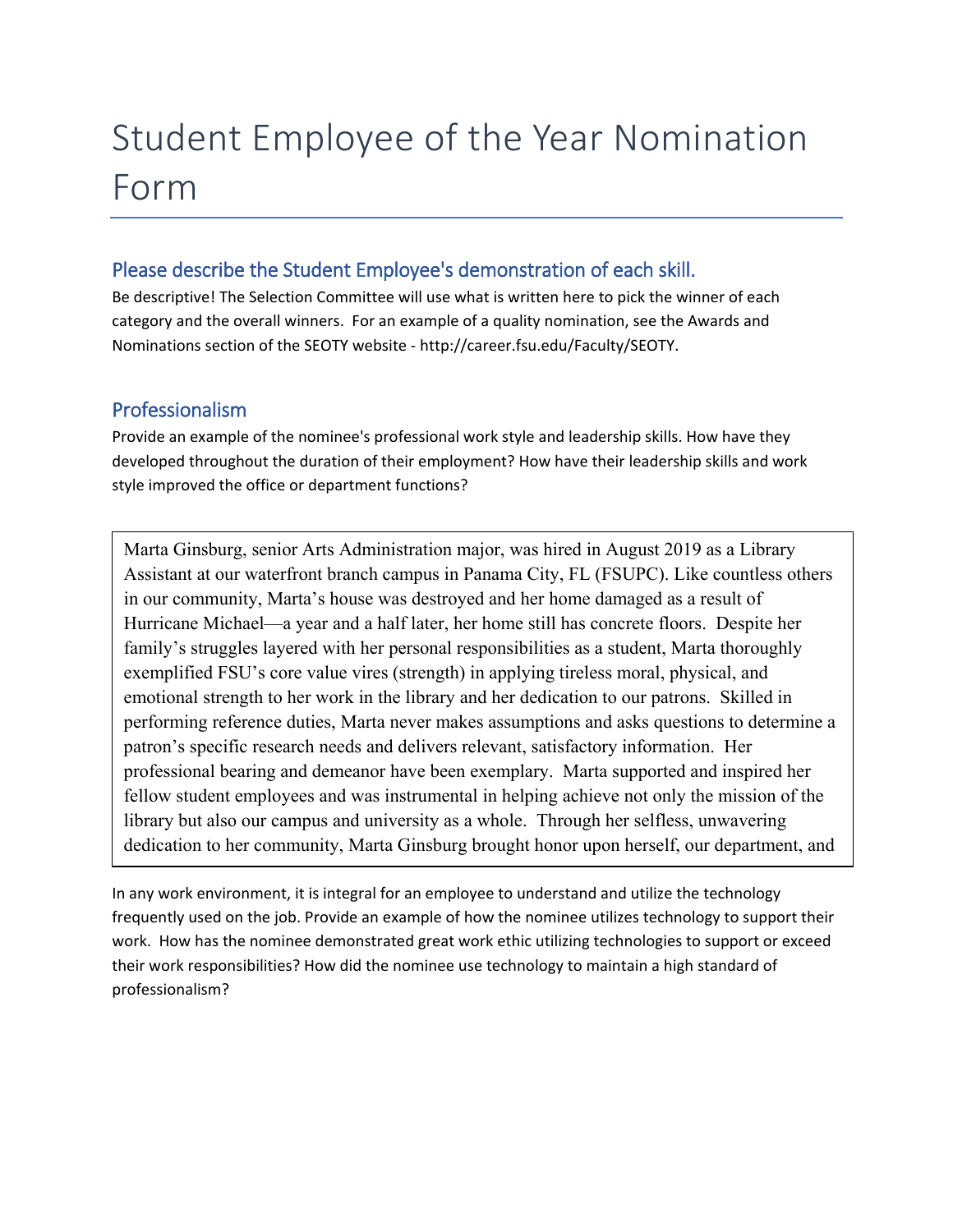# Student Employee of the Year Nomination Form

## Please describe the Student Employee's demonstration of each skill.

Be descriptive! The Selection Committee will use what is written here to pick the winner of each category and the overall winners. For an example of a quality nomination, see the Awards and Nominations section of the SEOTY website - http://career.fsu.edu/Faculty/SEOTY.

## Professionalism

Provide an example of the nominee's professional work style and leadership skills. How have they developed throughout the duration of their employment? How have their leadership skills and work style improved the office or department functions?

Marta Ginsburg, senior Arts Administration major, was hired in August 2019 as a Library Assistant at our waterfront branch campus in Panama City, FL (FSUPC). Like countless others in our community, Marta's house was destroyed and her home damaged as a result of Hurricane Michael—a year and a half later, her home still has concrete floors. Despite her family's struggles layered with her personal responsibilities as a student, Marta thoroughly exemplified FSU's core value vires (strength) in applying tireless moral, physical, and emotional strength to her work in the library and her dedication to our patrons. Skilled in performing reference duties, Marta never makes assumptions and asks questions to determine a patron's specific research needs and delivers relevant, satisfactory information. Her professional bearing and demeanor have been exemplary. Marta supported and inspired her fellow student employees and was instrumental in helping achieve not only the mission of the library but also our campus and university as a whole. Through her selfless, unwavering dedication to her community, Marta Ginsburg brought honor upon herself, our department, and

In any work environment, it is integral for an employee to understand and utilize the technology frequently used on the job. Provide an example of how the nominee utilizes technology to support their work. How has the nominee demonstrated great work ethic utilizing technologies to support or exceed their work responsibilities? How did the nominee use technology to maintain a high standard of professionalism?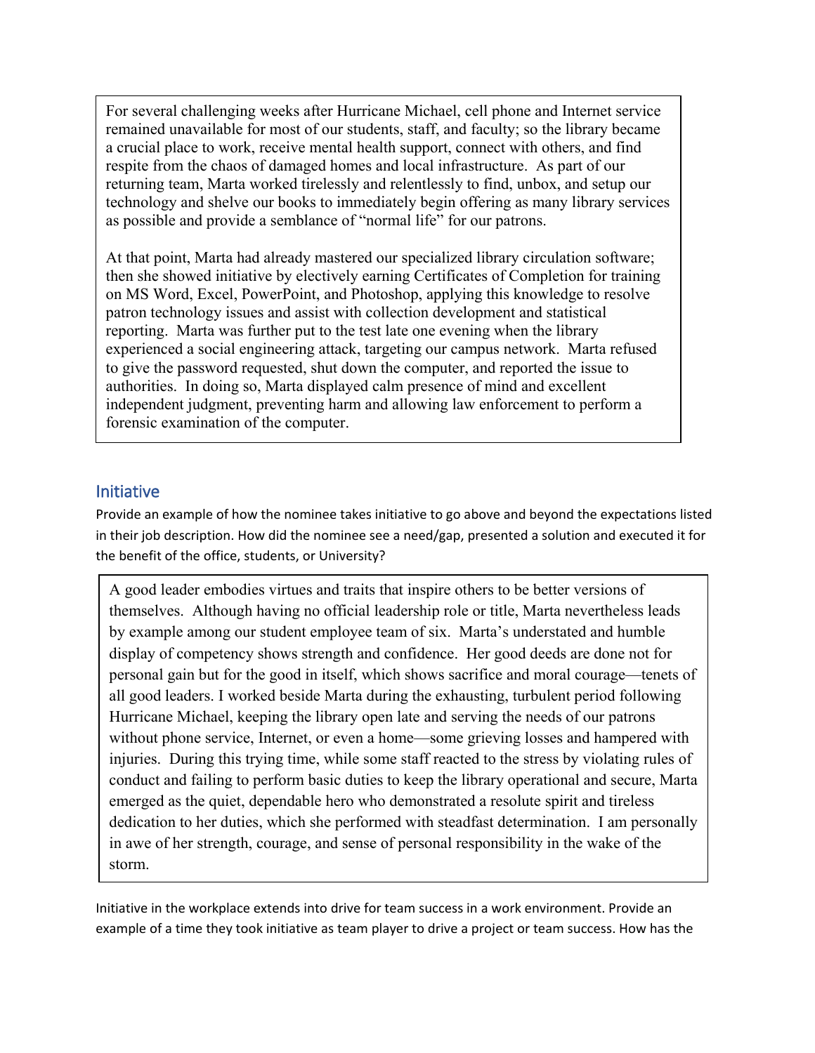For several challenging weeks after Hurricane Michael, cell phone and Internet service remained unavailable for most of our students, staff, and faculty; so the library became a crucial place to work, receive mental health support, connect with others, and find respite from the chaos of damaged homes and local infrastructure. As part of our returning team, Marta worked tirelessly and relentlessly to find, unbox, and setup our technology and shelve our books to immediately begin offering as many library services as possible and provide a semblance of "normal life" for our patrons.

At that point, Marta had already mastered our specialized library circulation software; then she showed initiative by electively earning Certificates of Completion for training on MS Word, Excel, PowerPoint, and Photoshop, applying this knowledge to resolve patron technology issues and assist with collection development and statistical reporting. Marta was further put to the test late one evening when the library experienced a social engineering attack, targeting our campus network. Marta refused to give the password requested, shut down the computer, and reported the issue to authorities. In doing so, Marta displayed calm presence of mind and excellent independent judgment, preventing harm and allowing law enforcement to perform a forensic examination of the computer.

## Initiative

Provide an example of how the nominee takes initiative to go above and beyond the expectations listed in their job description. How did the nominee see a need/gap, presented a solution and executed it for the benefit of the office, students, or University?

A good leader embodies virtues and traits that inspire others to be better versions of themselves. Although having no official leadership role or title, Marta nevertheless leads by example among our student employee team of six. Marta's understated and humble display of competency shows strength and confidence. Her good deeds are done not for personal gain but for the good in itself, which shows sacrifice and moral courage—tenets of all good leaders. I worked beside Marta during the exhausting, turbulent period following Hurricane Michael, keeping the library open late and serving the needs of our patrons without phone service, Internet, or even a home—some grieving losses and hampered with injuries. During this trying time, while some staff reacted to the stress by violating rules of conduct and failing to perform basic duties to keep the library operational and secure, Marta emerged as the quiet, dependable hero who demonstrated a resolute spirit and tireless dedication to her duties, which she performed with steadfast determination. I am personally in awe of her strength, courage, and sense of personal responsibility in the wake of the storm.

Initiative in the workplace extends into drive for team success in a work environment. Provide an example of a time they took initiative as team player to drive a project or team success. How has the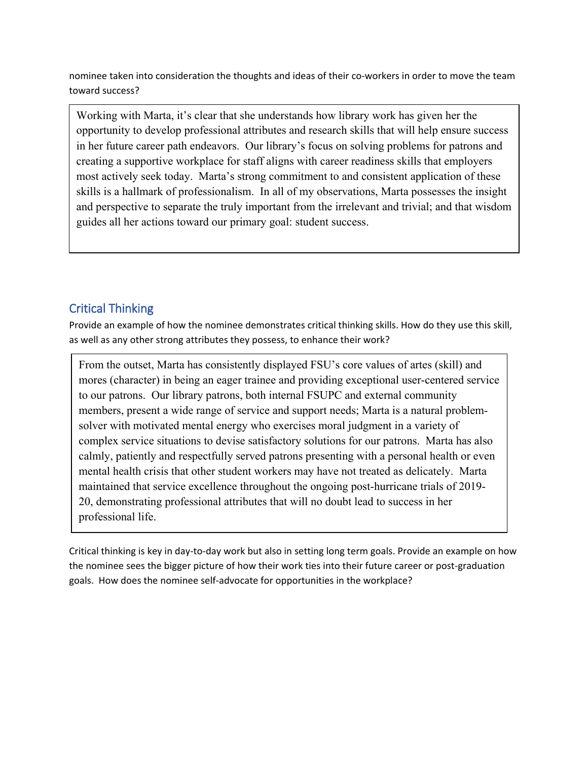nominee taken into consideration the thoughts and ideas of their co-workers in order to move the team toward success?

> Working with Marta, it's clear that she understands how library work has given her the opportunity to develop professional attributes and research skills that will help ensure success in her future career path endeavors. Our library's focus on solving problems for patrons and creating a supportive workplace for staff aligns with career readiness skills that employers most actively seek today. Marta's strong commitment to and consistent application of these skills is a hallmark of professionalism. In all of my observations, Marta possesses the insight and perspective to separate the truly important from the irrelevant and trivial; and that wisdom guides all her actions toward our primary goal: student success.

## Critical Thinking

Provide an example of how the nominee demonstrates critical thinking skills. How do they use this skill, as well as any other strong attributes they possess, to enhance their work?

> From the outset, Marta has consistently displayed FSU's core values of artes (skill) and mores (character) in being an eager trainee and providing exceptional user-centered service to our patrons. Our library patrons, both internal FSUPC and external community members, present a wide range of service and support needs; Marta is a natural problem-solver with motivated mental energy who exercises moral judgment in a variety of complex service situations to devise satisfactory solutions for our patrons. Marta has also calmly, patiently and respectfully served patrons presenting with a personal health or even mental health crisis that other student workers may have not treated as delicately. Marta maintained that service excellence throughout the ongoing post-hurricane trials of 2019-20, demonstrating professional attributes that will no doubt lead to success in her professional life.

Critical thinking is key in day-to-day work but also in setting long term goals. Provide an example on how the nominee sees the bigger picture of how their work ties into their future career or post-graduation goals. How does the nominee self-advocate for opportunities in the workplace?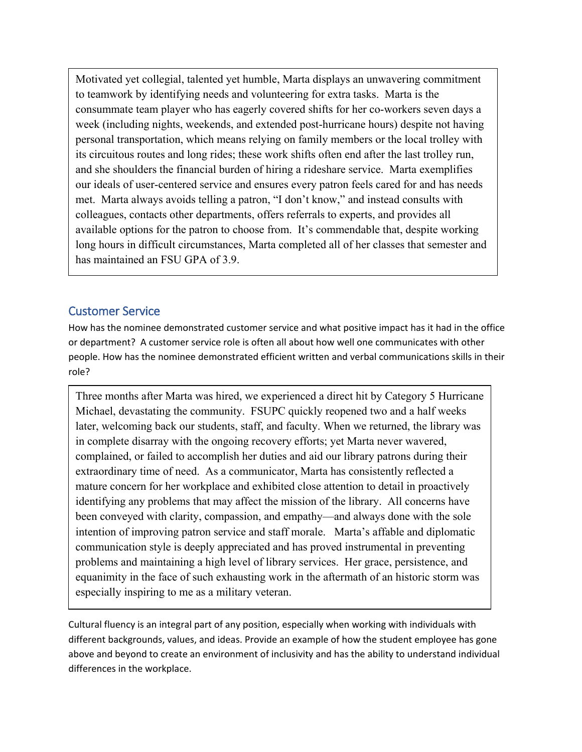Motivated yet collegial, talented yet humble, Marta displays an unwavering commitment to teamwork by identifying needs and volunteering for extra tasks. Marta is the consummate team player who has eagerly covered shifts for her co-workers seven days a week (including nights, weekends, and extended post-hurricane hours) despite not having personal transportation, which means relying on family members or the local trolley with its circuitous routes and long rides; these work shifts often end after the last trolley run, and she shoulders the financial burden of hiring a rideshare service. Marta exemplifies our ideals of user-centered service and ensures every patron feels cared for and has needs met. Marta always avoids telling a patron, "I don't know," and instead consults with colleagues, contacts other departments, offers referrals to experts, and provides all available options for the patron to choose from. It's commendable that, despite working long hours in difficult circumstances, Marta completed all of her classes that semester and has maintained an FSU GPA of 3.9.

## Customer Service

How has the nominee demonstrated customer service and what positive impact has it had in the office or department? A customer service role is often all about how well one communicates with other people. How has the nominee demonstrated efficient written and verbal communications skills in their role?

Three months after Marta was hired, we experienced a direct hit by Category 5 Hurricane Michael, devastating the community. FSUPC quickly reopened two and a half weeks later, welcoming back our students, staff, and faculty. When we returned, the library was in complete disarray with the ongoing recovery efforts; yet Marta never wavered, complained, or failed to accomplish her duties and aid our library patrons during their extraordinary time of need. As a communicator, Marta has consistently reflected a mature concern for her workplace and exhibited close attention to detail in proactively identifying any problems that may affect the mission of the library. All concerns have been conveyed with clarity, compassion, and empathy—and always done with the sole intention of improving patron service and staff morale. Marta's affable and diplomatic communication style is deeply appreciated and has proved instrumental in preventing problems and maintaining a high level of library services. Her grace, persistence, and equanimity in the face of such exhausting work in the aftermath of an historic storm was especially inspiring to me as a military veteran.

Cultural fluency is an integral part of any position, especially when working with individuals with different backgrounds, values, and ideas. Provide an example of how the student employee has gone above and beyond to create an environment of inclusivity and has the ability to understand individual differences in the workplace.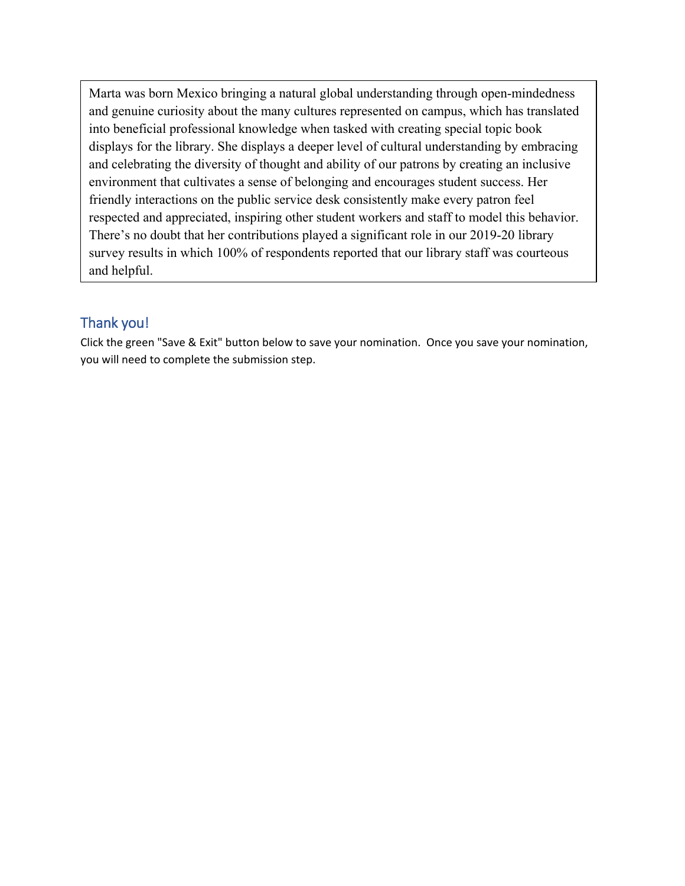Marta was born Mexico bringing a natural global understanding through open-mindedness and genuine curiosity about the many cultures represented on campus, which has translated into beneficial professional knowledge when tasked with creating special topic book displays for the library. She displays a deeper level of cultural understanding by embracing and celebrating the diversity of thought and ability of our patrons by creating an inclusive environment that cultivates a sense of belonging and encourages student success. Her friendly interactions on the public service desk consistently make every patron feel respected and appreciated, inspiring other student workers and staff to model this behavior. There's no doubt that her contributions played a significant role in our 2019-20 library survey results in which 100% of respondents reported that our library staff was courteous and helpful.

## Thank you!

Click the green "Save & Exit" button below to save your nomination. Once you save your nomination, you will need to complete the submission step.